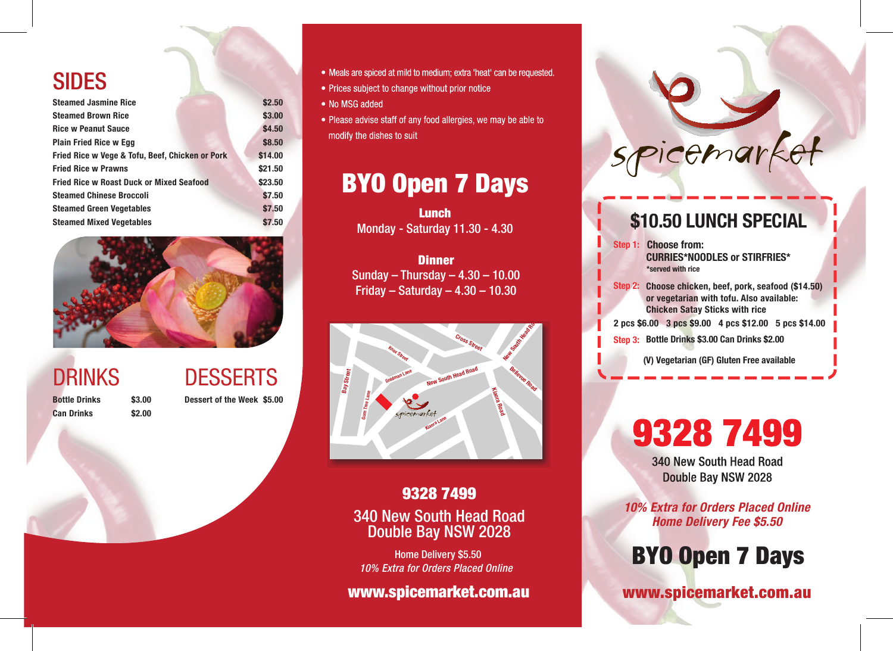## SIDES

| | |
|---|---|
| Steamed Jasmine Rice | $2.50 |
| Steamed Brown Rice | $3.00 |
| Rice w Peanut Sauce | $4.50 |
| Plain Fried Rice w Egg | $8.50 |
| Fried Rice w Vege & Tofu, Beef, Chicken or Pork | $14.00 |
| Fried Rice w Prawns | $21.50 |
| Fried Rice w Roast Duck or Mixed Seafood | $23.50 |
| Steamed Chinese Broccoli | $7.50 |
| Steamed Green Vegetables | $7.50 |
| Steamed Mixed Vegetables | $7.50 |

## DRINKS

| | |
|---|---|
| Bottle Drinks | $3.00 |
| Can Drinks | $2.00 |

## DESSERTS

| | |
|---|---|
| Dessert of the Week | $5.00 |

- Meals are spiced at mild to medium; extra 'heat' can be requested.
- Prices subject to change without prior notice
- No MSG added
- Please advise staff of any food allergies, we may be able to modify the dishes to suit

# BYO Open 7 Days

**Lunch**
Monday - Saturday 11.30 - 4.30

**Dinner**
Sunday – Thursday – 4.30 – 10.00
Friday – Saturday – 4.30 – 10.30

Cross Street
New South Head Rd
Knox Street
Bay Street
Goldman Lane
New South Head Road
Bellevue Road
Gum Tree Lane
Kiaora Road
spicemarket
Kiaora Lane

**9328 7499**

340 New South Head Road
Double Bay NSW 2028

Home Delivery $5.50
*10% Extra for Orders Placed Online*

**www.spicemarket.com.au**

# spicemarket

## $10.50 LUNCH SPECIAL

**Step 1:** Choose from:
**CURRIES*NOODLES or STIRFRIES***
*served with rice

**Step 2:** Choose chicken, beef, pork, seafood ($14.50) or vegetarian with tofu. Also available: Chicken Satay Sticks with rice

2 pcs $6.00 3 pcs $9.00 4 pcs $12.00 5 pcs $14.00

**Step 3:** Bottle Drinks $3.00 Can Drinks $2.00

(V) Vegetarian (GF) Gluten Free available

# 9328 7499

340 New South Head Road
Double Bay NSW 2028

*10% Extra for Orders Placed Online*
*Home Delivery Fee $5.50*

# BYO Open 7 Days

**www.spicemarket.com.au**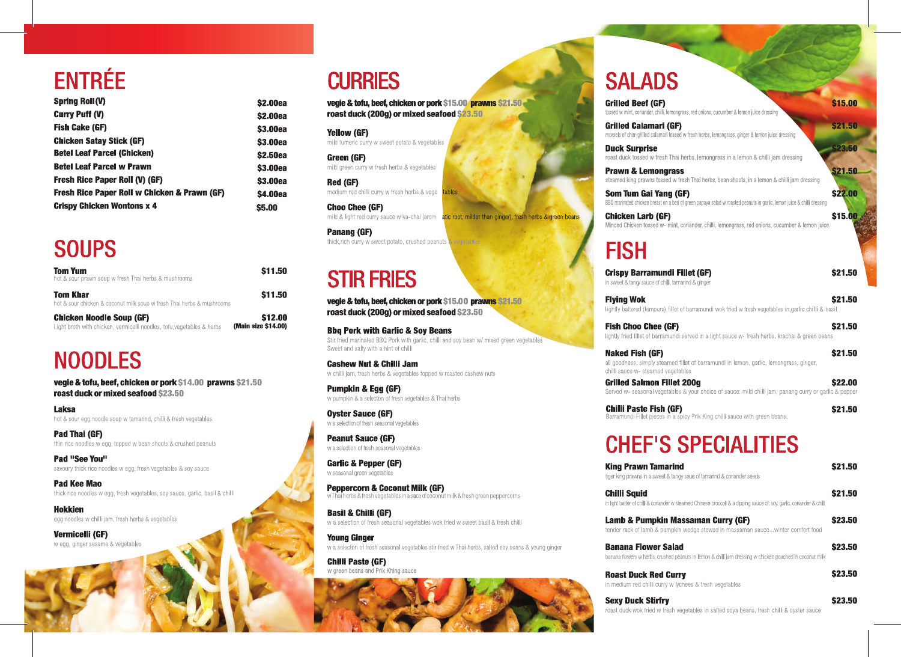# ENTRÉE

| | |
|---|---|
| **Spring Roll(V)** | $2.00ea |
| **Curry Puff (V)** | $2.00ea |
| **Fish Cake (GF)** | $3.00ea |
| **Chicken Satay Stick (GF)** | $3.00ea |
| **Betel Leaf Parcel (Chicken)** | $2.50ea |
| **Betel Leaf Parcel w Prawn** | $3.00ea |
| **Fresh Rice Paper Roll (V) (GF)** | $3.00ea |
| **Fresh Rice Paper Roll w Chicken & Prawn (GF)** | $4.00ea |
| **Crispy Chicken Wontons x 4** | $5.00 |

# SOUPS

**Tom Yum** — $11.50
hot & sour prawn soup w fresh Thai herbs & mushrooms

**Tom Khar** — $11.50
hot & sour chicken & coconut milk soup w fresh Thai herbs & mushrooms

**Chicken Noodle Soup (GF)** — $12.00 (Main size $14.00)
Light broth with chicken, vermicelli noodles, tofu,vegetables & herbs

# NOODLES

**vegie & tofu, beef, chicken or pork** $14.00 **prawns** $21.50
**roast duck or mixed seafood** $23.50

**Laksa**
hot & sour egg noodle soup w tamarind, chilli & fresh vegetables

**Pad Thai (GF)**
thin rice noodles w egg, topped w bean shoots & crushed peanuts

**Pad "See You"**
savoury thick rice noodles w egg, fresh vegetables & soy sauce

**Pad Kee Mao**
thick rice noodles w egg, fresh vegetables, soy sauce, garlic, basil & chilli

**Hokkien**
egg noodles w chilli jam, fresh herbs & vegetables

**Vermicelli (GF)**
w egg, ginger sesame & vegetables

# CURRIES

**vegie & tofu, beef, chicken or pork** $15.00 **prawns** $21.50
**roast duck (200g) or mixed seafood** $23.50

**Yellow (GF)**
mild tumeric curry w sweet potato & vegetables

**Green (GF)**
mild green curry w fresh herbs & vegetables

**Red (GF)**
medium red chilli curry w fresh herbs & vegetables

**Choo Chee (GF)**
mild & light red curry sauce w ka-chai (aromatic root, milder than ginger), fresh herbs & green beans

**Panang (GF)**
thick,rich curry w sweet potato, crushed peanuts & vegetables

# STIR FRIES

**vegie & tofu, beef, chicken or pork** $15.00 **prawns** $21.50
**roast duck (200g) or mixed seafood** $23.50

**Bbq Pork with Garlic & Soy Beans**
Stir fried marinated BBQ Pork with garlic, chilli and soy bean w/ mixed green vegetables
Sweet and salty with a hint of chilli

**Cashew Nut & Chilli Jam**
w chilli jam, fresh herbs & vegetables topped w roasted cashew nuts

**Pumpkin & Egg (GF)**
w pumpkin & a selection of fresh vegetables & Thai herbs

**Oyster Sauce (GF)**
w a selection of fresh seasonal vegetables

**Peanut Sauce (GF)**
w a selection of fresh seasonal vegetables

**Garlic & Pepper (GF)**
w seasonal green vegetables

**Peppercorn & Coconut Milk (GF)**
w Thai herbs & fresh vegetables in a sace of coconut milk & fresh green peppercorns

**Basil & Chilli (GF)**
w a selection of fresh seasonal vegetables wok fried w sweet basil & fresh chilli

**Young Ginger**
w a selection of fresh seasonal vegetables stir fried w Thai herbs, salted soy beans & young ginger

**Chilli Paste (GF)**
w green beans and Prik Khing sauce

# SALADS

**Grilled Beef (GF)** — $15.00
tossed w mint, coriander, chilli, lemongrass, red onions, cucumber & lemon juice dressing

**Grilled Calamari (GF)** — $21.50
morsels of char-grilled calamari tossed w fresh herbs, lemongrass, ginger & lemon juice dressing

**Duck Surprise** — $23.50
roast duck tossed w fresh Thai herbs, lemongrass in a lemon & chilli jam dressing

**Prawn & Lemongrass** — $21.50
steamed king prawns tossed w fresh Thai herbs, bean shoots, in a lemon & chilli jam dressing

**Som Tum Gai Yang (GF)** — $22.00
BBQ marinated chicken breast on a bed of green papaya salad w roasted peanuts in garlic, lemon juice & chilli dressing

**Chicken Larb (GF)** — $15.00
Minced Chicken tossed w- mint, coriander, chilli, lemongrass, red onions, cucumber & lemon juice.

# FISH

**Crispy Barramundi Fillet (GF)** — $21.50
in sweet & tangy sauce of chili, tamarind & ginger

**Flying Wok** — $21.50
lightly battered (tempura) fillet of barramundi wok fried w fresh vegetables in garlic chilli & basil

**Fish Choo Chee (GF)** — $21.50
lightly fried fillet of barramundi served in a light sauce w- fresh herbs, krachai & green beans

**Naked Fish (GF)** — $21.50
all goodness, simply steamed fillet of barramundi in lemon, garlic, lemongrass, ginger, chilli sauce w- steamed vegetables

**Grilled Salmon Fillet 200g** — $22.00
Served w- seasonal vegetables & your choice of sauce: mild chilli jam, panang curry or garlic & pepper

**Chilli Paste Fish (GF)** — $21.50
Barramundi Fillet pieces in a spicy Prik King chilli sauce with green beans.

# CHEF'S SPECIALITIES

**King Prawn Tamarind** — $21.50
tiger king prawns in a sweet & tangy saue of tamarind & coriander seeds

**Chilli Squid** — $21.50
in light batter of chili & coriander w steamed Chinese broccoli & a dipping sauce of: soy, garlic, coriander & chilli

**Lamb & Pumpkin Massaman Curry (GF)** — $23.50
tender rack of lamb & pumpkin wedge stewed in massaman sauce...winter comfort food

**Banana Flower Salad** — $23.50
banana flowers w herbs, crushed peanuts in lemon & chilli jam dressing w chicken poached in coconut milk

**Roast Duck Red Curry** — $23.50
in medium red chilli curry w lychees & fresh vegetables

**Sexy Duck Stirfry** — $23.50
roast duck wok fried w fresh vegetables in salted soya beans, fresh chilli & oyster sauce